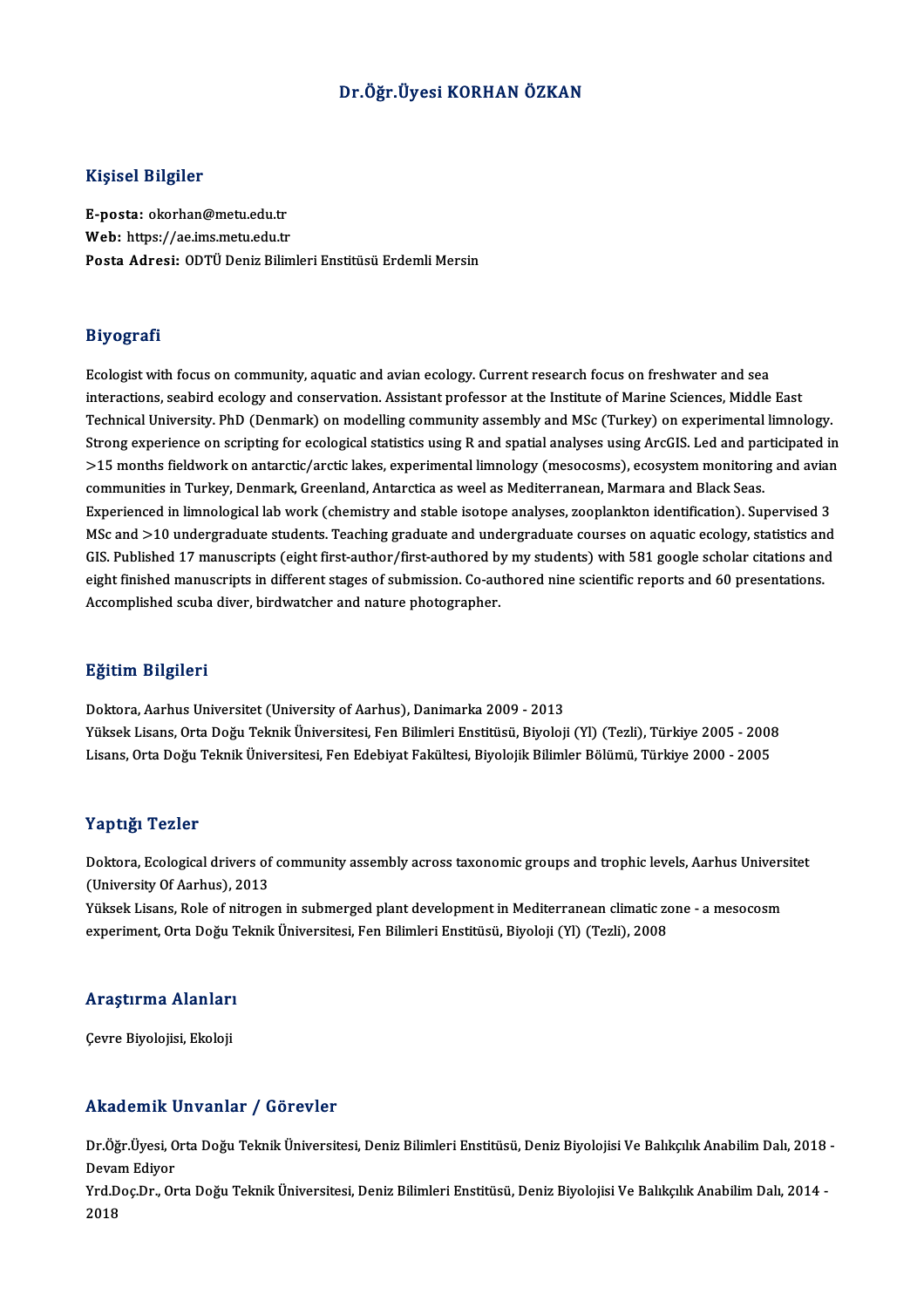# Dr.Öğr.Üyesi KORHAN ÖZKAN

## Kişisel Bilgiler

**E-posta:** okorhan@metu.edu.tr
**Web:** https://ae.ims.metu.edu.tr
**Posta Adresi:** ODTÜ Deniz Bilimleri Enstitüsü Erdemli Mersin

## Biyografi

Ecologist with focus on community, aquatic and avian ecology. Current research focus on freshwater and sea interactions, seabird ecology and conservation. Assistant professor at the Institute of Marine Sciences, Middle East Technical University. PhD (Denmark) on modelling community assembly and MSc (Turkey) on experimental limnology. Strong experience on scripting for ecological statistics using R and spatial analyses using ArcGIS. Led and participated in >15 months fieldwork on antarctic/arctic lakes, experimental limnology (mesocosms), ecosystem monitoring and avian communities in Turkey, Denmark, Greenland, Antarctica as weel as Mediterranean, Marmara and Black Seas. Experienced in limnological lab work (chemistry and stable isotope analyses, zooplankton identification). Supervised 3 MSc and >10 undergraduate students. Teaching graduate and undergraduate courses on aquatic ecology, statistics and GIS. Published 17 manuscripts (eight first-author/first-authored by my students) with 581 google scholar citations and eight finished manuscripts in different stages of submission. Co-authored nine scientific reports and 60 presentations. Accomplished scuba diver, birdwatcher and nature photographer.

## Eğitim Bilgileri

Doktora, Aarhus Universitet (University of Aarhus), Danimarka 2009 - 2013
Yüksek Lisans, Orta Doğu Teknik Üniversitesi, Fen Bilimleri Enstitüsü, Biyoloji (Yl) (Tezli), Türkiye 2005 - 2008
Lisans, Orta Doğu Teknik Üniversitesi, Fen Edebiyat Fakültesi, Biyolojik Bilimler Bölümü, Türkiye 2000 - 2005

## Yaptığı Tezler

Doktora, Ecological drivers of community assembly across taxonomic groups and trophic levels, Aarhus Universitet (University Of Aarhus), 2013
Yüksek Lisans, Role of nitrogen in submerged plant development in Mediterranean climatic zone - a mesocosm experiment, Orta Doğu Teknik Üniversitesi, Fen Bilimleri Enstitüsü, Biyoloji (Yl) (Tezli), 2008

## Araştırma Alanları

Çevre Biyolojisi, Ekoloji

## Akademik Unvanlar / Görevler

Dr.Öğr.Üyesi, Orta Doğu Teknik Üniversitesi, Deniz Bilimleri Enstitüsü, Deniz Biyolojisi Ve Balıkçılık Anabilim Dalı, 2018 - Devam Ediyor
Yrd.Doç.Dr., Orta Doğu Teknik Üniversitesi, Deniz Bilimleri Enstitüsü, Deniz Biyolojisi Ve Balıkçılık Anabilim Dalı, 2014 - 2018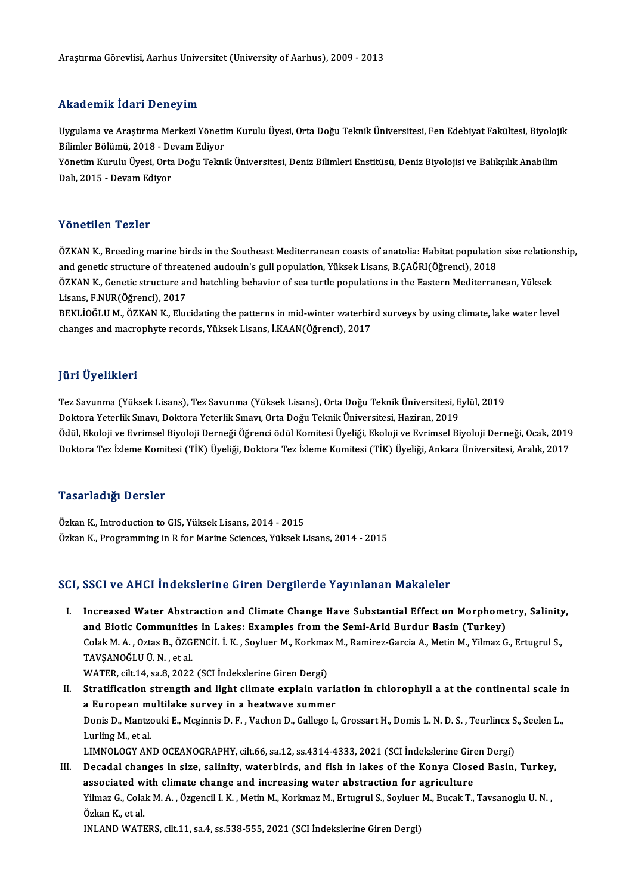Araştırma Görevlisi, Aarhus Universitet (University of Aarhus), 2009 - 2013

## Akademik İdari Deneyim

Uygulama ve Araştırma Merkezi Yönetim Kurulu Üyesi, Orta Doğu Teknik Üniversitesi, Fen Edebiyat Fakültesi, Biyolojik Bilimler Bölümü, 2018 - Devam Ediyor
Yönetim Kurulu Üyesi, Orta Doğu Teknik Üniversitesi, Deniz Bilimleri Enstitüsü, Deniz Biyolojisi ve Balıkçılık Anabilim Dalı, 2015 - Devam Ediyor

## Yönetilen Tezler

ÖZKAN K., Breeding marine birds in the Southeast Mediterranean coasts of anatolia: Habitat population size relationship, and genetic structure of threatened audouin's gull population, Yüksek Lisans, B.ÇAĞRI(Öğrenci), 2018
ÖZKAN K., Genetic structure and hatchling behavior of sea turtle populations in the Eastern Mediterranean, Yüksek Lisans, F.NUR(Öğrenci), 2017
BEKLİOĞLU M., ÖZKAN K., Elucidating the patterns in mid-winter waterbird surveys by using climate, lake water level changes and macrophyte records, Yüksek Lisans, İ.KAAN(Öğrenci), 2017

## Jüri Üyelikleri

Tez Savunma (Yüksek Lisans), Tez Savunma (Yüksek Lisans), Orta Doğu Teknik Üniversitesi, Eylül, 2019
Doktora Yeterlik Sınavı, Doktora Yeterlik Sınavı, Orta Doğu Teknik Üniversitesi, Haziran, 2019
Ödül, Ekoloji ve Evrimsel Biyoloji Derneği Öğrenci ödül Komitesi Üyeliği, Ekoloji ve Evrimsel Biyoloji Derneği, Ocak, 2019
Doktora Tez İzleme Komitesi (TİK) Üyeliği, Doktora Tez İzleme Komitesi (TİK) Üyeliği, Ankara Üniversitesi, Aralık, 2017

## Tasarladığı Dersler

Özkan K., Introduction to GIS, Yüksek Lisans, 2014 - 2015
Özkan K., Programming in R for Marine Sciences, Yüksek Lisans, 2014 - 2015

## SCI, SSCI ve AHCI İndekslerine Giren Dergilerde Yayınlanan Makaleler

I. **Increased Water Abstraction and Climate Change Have Substantial Effect on Morphometry, Salinity, and Biotic Communities in Lakes: Examples from the Semi-Arid Burdur Basin (Turkey)**
Colak M. A. , Oztas B., ÖZGENCİL İ. K. , Soyluer M., Korkmaz M., Ramirez-Garcia A., Metin M., Yilmaz G., Ertugrul S., TAVŞANOĞLU Ü. N. , et al.
WATER, cilt.14, sa.8, 2022 (SCI İndekslerine Giren Dergi)

II. **Stratification strength and light climate explain variation in chlorophyll a at the continental scale in a European multilake survey in a heatwave summer**
Donis D., Mantzouki E., Mcginnis D. F. , Vachon D., Gallego I., Grossart H., Domis L. N. D. S. , Teurlincx S., Seelen L., Lurling M., et al.
LIMNOLOGY AND OCEANOGRAPHY, cilt.66, sa.12, ss.4314-4333, 2021 (SCI İndekslerine Giren Dergi)

III. **Decadal changes in size, salinity, waterbirds, and fish in lakes of the Konya Closed Basin, Turkey, associated with climate change and increasing water abstraction for agriculture**
Yilmaz G., Colak M. A. , Özgencil I. K. , Metin M., Korkmaz M., Ertugrul S., Soyluer M., Bucak T., Tavsanoglu U. N. , Özkan K., et al.
INLAND WATERS, cilt.11, sa.4, ss.538-555, 2021 (SCI İndekslerine Giren Dergi)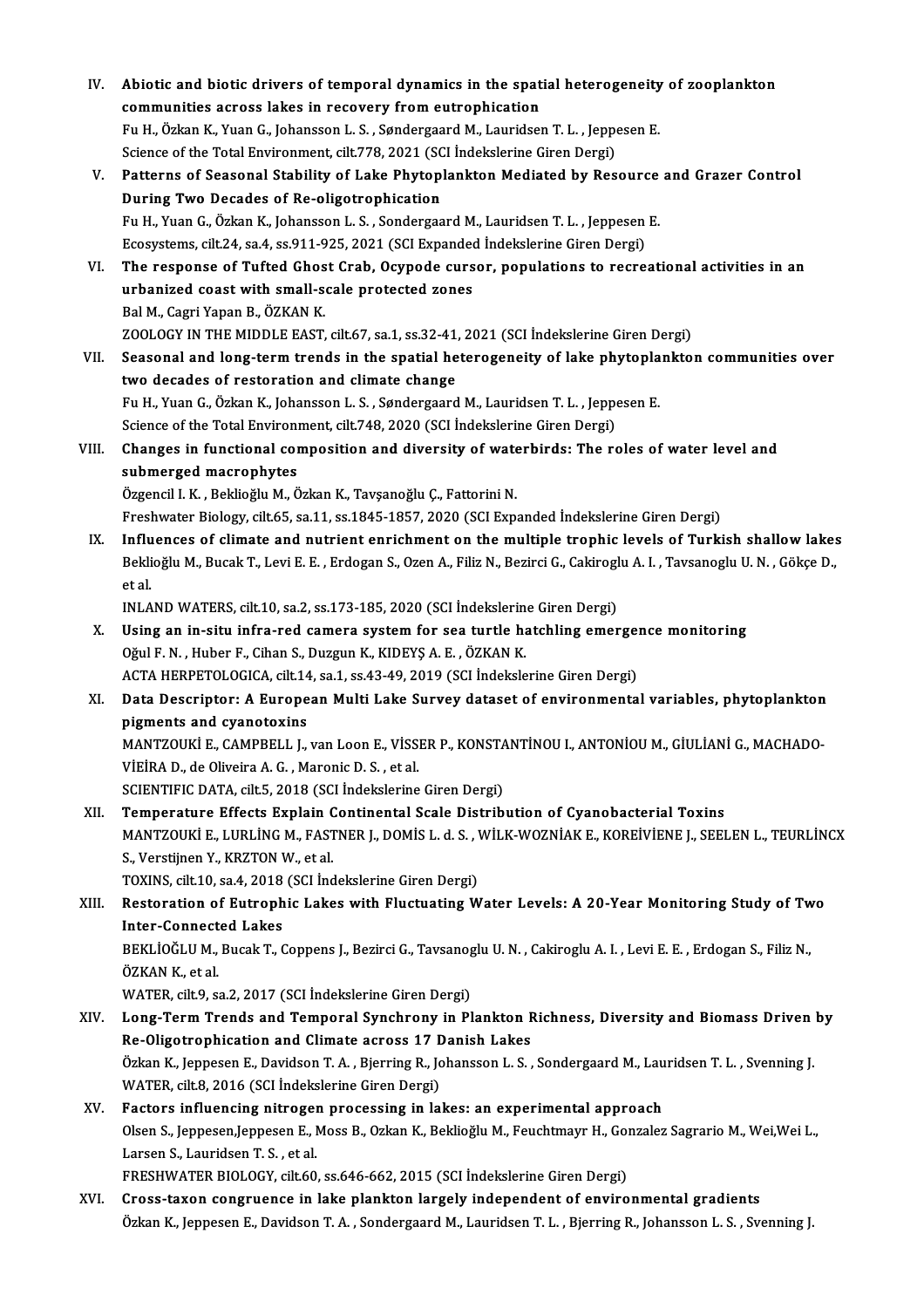IV. **Abiotic and biotic drivers of temporal dynamics in the spatial heterogeneity of zooplankton communities across lakes in recovery from eutrophication**
Fu H., Özkan K., Yuan G., Johansson L. S. , Søndergaard M., Lauridsen T. L. , Jeppesen E.
Science of the Total Environment, cilt.778, 2021 (SCI İndekslerine Giren Dergi)

V. **Patterns of Seasonal Stability of Lake Phytoplankton Mediated by Resource and Grazer Control During Two Decades of Re-oligotrophication**
Fu H., Yuan G., Özkan K., Johansson L. S. , Sondergaard M., Lauridsen T. L. , Jeppesen E.
Ecosystems, cilt.24, sa.4, ss.911-925, 2021 (SCI Expanded İndekslerine Giren Dergi)

VI. **The response of Tufted Ghost Crab, Ocypode cursor, populations to recreational activities in an urbanized coast with small-scale protected zones**
Bal M., Cagri Yapan B., ÖZKAN K.
ZOOLOGY IN THE MIDDLE EAST, cilt.67, sa.1, ss.32-41, 2021 (SCI İndekslerine Giren Dergi)

VII. **Seasonal and long-term trends in the spatial heterogeneity of lake phytoplankton communities over two decades of restoration and climate change**
Fu H., Yuan G., Özkan K., Johansson L. S. , Søndergaard M., Lauridsen T. L. , Jeppesen E.
Science of the Total Environment, cilt.748, 2020 (SCI İndekslerine Giren Dergi)

VIII. **Changes in functional composition and diversity of waterbirds: The roles of water level and submerged macrophytes**
Özgencil I. K. , Beklioğlu M., Özkan K., Tavşanoğlu Ç., Fattorini N.
Freshwater Biology, cilt.65, sa.11, ss.1845-1857, 2020 (SCI Expanded İndekslerine Giren Dergi)

IX. **Influences of climate and nutrient enrichment on the multiple trophic levels of Turkish shallow lakes**
Beklioğlu M., Bucak T., Levi E. E. , Erdogan S., Ozen A., Filiz N., Bezirci G., Cakiroglu A. I. , Tavsanoglu U. N. , Gökçe D., et al.
INLAND WATERS, cilt.10, sa.2, ss.173-185, 2020 (SCI İndekslerine Giren Dergi)

X. **Using an in-situ infra-red camera system for sea turtle hatchling emergence monitoring**
Oğul F. N. , Huber F., Cihan S., Duzgun K., KIDEYŞ A. E. , ÖZKAN K.
ACTA HERPETOLOGICA, cilt.14, sa.1, ss.43-49, 2019 (SCI İndekslerine Giren Dergi)

XI. **Data Descriptor: A European Multi Lake Survey dataset of environmental variables, phytoplankton pigments and cyanotoxins**
MANTZOUKİ E., CAMPBELL J., van Loon E., VİSSER P., KONSTANTİNOU I., ANTONİOU M., GİULİANİ G., MACHADO-VİEİRA D., de Oliveira A. G. , Maronic D. S. , et al.
SCIENTIFIC DATA, cilt.5, 2018 (SCI İndekslerine Giren Dergi)

XII. **Temperature Effects Explain Continental Scale Distribution of Cyanobacterial Toxins**
MANTZOUKİ E., LURLİNG M., FASTNER J., DOMİS L. d. S. , WİLK-WOZNİAK E., KOREİVİENE J., SEELEN L., TEURLİNCX S., Verstijnen Y., KRZTON W., et al.
TOXINS, cilt.10, sa.4, 2018 (SCI İndekslerine Giren Dergi)

XIII. **Restoration of Eutrophic Lakes with Fluctuating Water Levels: A 20-Year Monitoring Study of Two Inter-Connected Lakes**
BEKLİOĞLU M., Bucak T., Coppens J., Bezirci G., Tavsanoglu U. N. , Cakiroglu A. I. , Levi E. E. , Erdogan S., Filiz N., ÖZKAN K., et al.
WATER, cilt.9, sa.2, 2017 (SCI İndekslerine Giren Dergi)

XIV. **Long-Term Trends and Temporal Synchrony in Plankton Richness, Diversity and Biomass Driven by Re-Oligotrophication and Climate across 17 Danish Lakes**
Özkan K., Jeppesen E., Davidson T. A. , Bjerring R., Johansson L. S. , Sondergaard M., Lauridsen T. L. , Svenning J.
WATER, cilt.8, 2016 (SCI İndekslerine Giren Dergi)

XV. **Factors influencing nitrogen processing in lakes: an experimental approach**
Olsen S., Jeppesen,Jeppesen E., Moss B., Ozkan K., Beklioğlu M., Feuchtmayr H., Gonzalez Sagrario M., Wei,Wei L., Larsen S., Lauridsen T. S. , et al.
FRESHWATER BIOLOGY, cilt.60, ss.646-662, 2015 (SCI İndekslerine Giren Dergi)

XVI. **Cross-taxon congruence in lake plankton largely independent of environmental gradients**
Özkan K., Jeppesen E., Davidson T. A. , Sondergaard M., Lauridsen T. L. , Bjerring R., Johansson L. S. , Svenning J.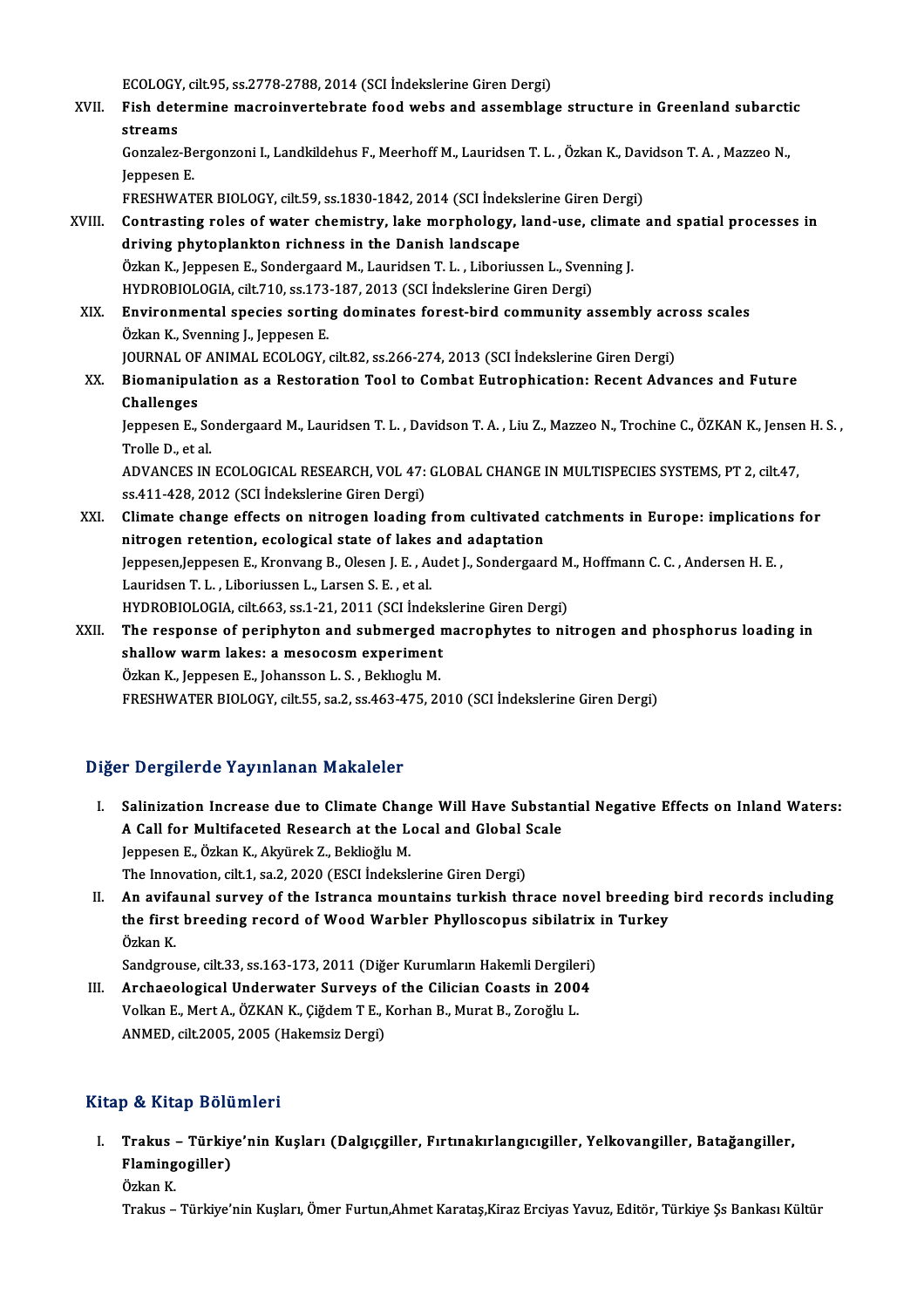ECOLOGY, cilt.95, ss.2778-2788, 2014 (SCI İndekslerine Giren Dergi)

XVII. **Fish determine macroinvertebrate food webs and assemblage structure in Greenland subarctic streams**
Gonzalez-Bergonzoni I., Landkildehus F., Meerhoff M., Lauridsen T. L. , Özkan K., Davidson T. A. , Mazzeo N., Jeppesen E.
FRESHWATER BIOLOGY, cilt.59, ss.1830-1842, 2014 (SCI İndekslerine Giren Dergi)

XVIII. **Contrasting roles of water chemistry, lake morphology, land-use, climate and spatial processes in driving phytoplankton richness in the Danish landscape**
Özkan K., Jeppesen E., Sondergaard M., Lauridsen T. L. , Liboriussen L., Svenning J.
HYDROBIOLOGIA, cilt.710, ss.173-187, 2013 (SCI İndekslerine Giren Dergi)

XIX. **Environmental species sorting dominates forest-bird community assembly across scales**
Özkan K., Svenning J., Jeppesen E.
JOURNAL OF ANIMAL ECOLOGY, cilt.82, ss.266-274, 2013 (SCI İndekslerine Giren Dergi)

XX. **Biomanipulation as a Restoration Tool to Combat Eutrophication: Recent Advances and Future Challenges**
Jeppesen E., Sondergaard M., Lauridsen T. L. , Davidson T. A. , Liu Z., Mazzeo N., Trochine C., ÖZKAN K., Jensen H. S. , Trolle D., et al.
ADVANCES IN ECOLOGICAL RESEARCH, VOL 47: GLOBAL CHANGE IN MULTISPECIES SYSTEMS, PT 2, cilt.47, ss.411-428, 2012 (SCI İndekslerine Giren Dergi)

XXI. **Climate change effects on nitrogen loading from cultivated catchments in Europe: implications for nitrogen retention, ecological state of lakes and adaptation**
Jeppesen,Jeppesen E., Kronvang B., Olesen J. E. , Audet J., Sondergaard M., Hoffmann C. C. , Andersen H. E. , Lauridsen T. L. , Liboriussen L., Larsen S. E. , et al.
HYDROBIOLOGIA, cilt.663, ss.1-21, 2011 (SCI İndekslerine Giren Dergi)

XXII. **The response of periphyton and submerged macrophytes to nitrogen and phosphorus loading in shallow warm lakes: a mesocosm experiment**
Özkan K., Jeppesen E., Johansson L. S. , Beklıoglu M.
FRESHWATER BIOLOGY, cilt.55, sa.2, ss.463-475, 2010 (SCI İndekslerine Giren Dergi)

## Diğer Dergilerde Yayınlanan Makaleler

I. **Salinization Increase due to Climate Change Will Have Substantial Negative Effects on Inland Waters: A Call for Multifaceted Research at the Local and Global Scale**
Jeppesen E., Özkan K., Akyürek Z., Beklioğlu M.
The Innovation, cilt.1, sa.2, 2020 (ESCI İndekslerine Giren Dergi)

II. **An avifaunal survey of the Istranca mountains turkish thrace novel breeding bird records including the first breeding record of Wood Warbler Phylloscopus sibilatrix in Turkey**
Özkan K.
Sandgrouse, cilt.33, ss.163-173, 2011 (Diğer Kurumların Hakemli Dergileri)

III. **Archaeological Underwater Surveys of the Cilician Coasts in 2004**
Volkan E., Mert A., ÖZKAN K., Çiğdem T E., Korhan B., Murat B., Zoroğlu L.
ANMED, cilt.2005, 2005 (Hakemsiz Dergi)

## Kitap & Kitap Bölümleri

I. **Trakus – Türkiye'nin Kuşları (Dalgıçgiller, Fırtınakırlangıcıgiller, Yelkovangiller, Batağangiller, Flamingogiller)**
Özkan K.
Trakus – Türkiye'nin Kuşları, Ömer Furtun,Ahmet Karataş,Kiraz Erciyas Yavuz, Editör, Türkiye Şs Bankası Kültür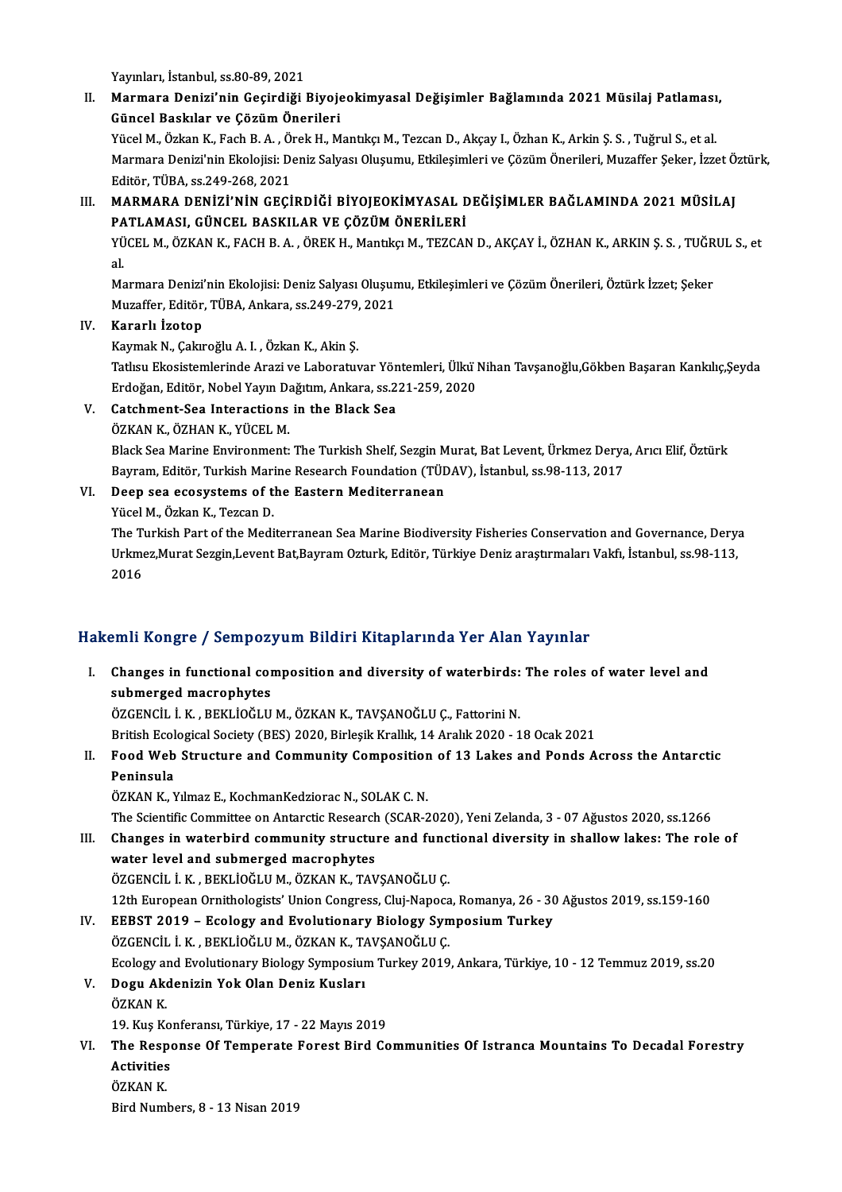Yayınları, İstanbul, ss.80-89, 2021

II. **Marmara Denizi'nin Geçirdiği Biyojeokimyasal Değişimler Bağlamında 2021 Müsilaj Patlaması, Güncel Baskılar ve Çözüm Önerileri**
   Yücel M., Özkan K., Fach B. A. , Örek H., Mantıkçı M., Tezcan D., Akçay I., Özhan K., Arkin Ş. S. , Tuğrul S., et al.
   Marmara Denizi'nin Ekolojisi: Deniz Salyası Oluşumu, Etkileşimleri ve Çözüm Önerileri, Muzaffer Şeker, İzzet Öztürk, Editör, TÜBA, ss.249-268, 2021

III. **MARMARA DENİZİ'NİN GEÇİRDİĞİ BİYOJEOKİMYASAL DEĞİŞİMLER BAĞLAMINDA 2021 MÜSİLAJ PATLAMASI, GÜNCEL BASKILAR VE ÇÖZÜM ÖNERİLERİ**
   YÜCEL M., ÖZKAN K., FACH B. A. , ÖREK H., Mantıkçı M., TEZCAN D., AKÇAY İ., ÖZHAN K., ARKIN Ş. S. , TUĞRUL S., et al.
   Marmara Denizi'nin Ekolojisi: Deniz Salyası Oluşumu, Etkileşimleri ve Çözüm Önerileri, Öztürk İzzet; Şeker Muzaffer, Editör, TÜBA, Ankara, ss.249-279, 2021

IV. **Kararlı İzotop**
   Kaymak N., Çakıroğlu A. I. , Özkan K., Akin Ş.
   Tatlısu Ekosistemlerinde Arazi ve Laboratuvar Yöntemleri, Ülkü Nihan Tavşanoğlu,Gökben Başaran Kankılıç,Şeyda Erdoğan, Editör, Nobel Yayın Dağıtım, Ankara, ss.221-259, 2020

V. **Catchment-Sea Interactions in the Black Sea**
   ÖZKAN K., ÖZHAN K., YÜCEL M.
   Black Sea Marine Environment: The Turkish Shelf, Sezgin Murat, Bat Levent, Ürkmez Derya, Arıcı Elif, Öztürk Bayram, Editör, Turkish Marine Research Foundation (TÜDAV), İstanbul, ss.98-113, 2017

VI. **Deep sea ecosystems of the Eastern Mediterranean**
   Yücel M., Özkan K., Tezcan D.
   The Turkish Part of the Mediterranean Sea Marine Biodiversity Fisheries Conservation and Governance, Derya Urkmez,Murat Sezgin,Levent Bat,Bayram Ozturk, Editör, Türkiye Deniz araştırmaları Vakfı, İstanbul, ss.98-113, 2016

## Hakemli Kongre / Sempozyum Bildiri Kitaplarında Yer Alan Yayınlar

I. **Changes in functional composition and diversity of waterbirds: The roles of water level and submerged macrophytes**
   ÖZGENCİL İ. K. , BEKLİOĞLU M., ÖZKAN K., TAVŞANOĞLU Ç., Fattorini N.
   British Ecological Society (BES) 2020, Birleşik Krallık, 14 Aralık 2020 - 18 Ocak 2021

II. **Food Web Structure and Community Composition of 13 Lakes and Ponds Across the Antarctic Peninsula**
   ÖZKAN K., Yılmaz E., KochmanKedziorac N., SOLAK C. N.
   The Scientific Committee on Antarctic Research (SCAR-2020), Yeni Zelanda, 3 - 07 Ağustos 2020, ss.1266

III. **Changes in waterbird community structure and functional diversity in shallow lakes: The role of water level and submerged macrophytes**
   ÖZGENCİL İ. K. , BEKLİOĞLU M., ÖZKAN K., TAVŞANOĞLU Ç.
   12th European Ornithologists' Union Congress, Cluj-Napoca, Romanya, 26 - 30 Ağustos 2019, ss.159-160

IV. **EEBST 2019 – Ecology and Evolutionary Biology Symposium Turkey**
   ÖZGENCİL İ. K. , BEKLİOĞLU M., ÖZKAN K., TAVŞANOĞLU Ç.
   Ecology and Evolutionary Biology Symposium Turkey 2019, Ankara, Türkiye, 10 - 12 Temmuz 2019, ss.20

V. **Dogu Akdenizin Yok Olan Deniz Kusları**
   ÖZKAN K.
   19. Kuş Konferansı, Türkiye, 17 - 22 Mayıs 2019

VI. **The Response Of Temperate Forest Bird Communities Of Istranca Mountains To Decadal Forestry Activities**
   ÖZKAN K.
   Bird Numbers, 8 - 13 Nisan 2019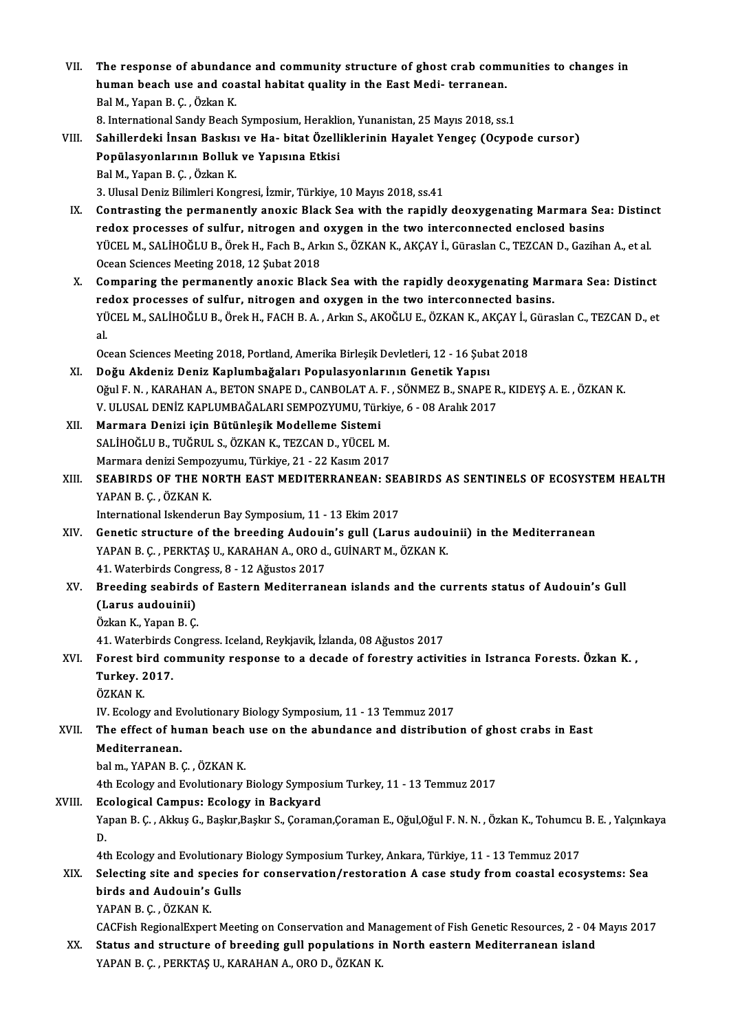VII. **The response of abundance and community structure of ghost crab communities to changes in human beach use and coastal habitat quality in the East Medi- terranean.**
Bal M., Yapan B. Ç. , Özkan K.
8. International Sandy Beach Symposium, Heraklion, Yunanistan, 25 Mayıs 2018, ss.1

VIII. **Sahillerdeki İnsan Baskısı ve Ha- bitat Özelliklerinin Hayalet Yengeç (Ocypode cursor) Popülasyonlarının Bolluk ve Yapısına Etkisi**
Bal M., Yapan B. Ç. , Özkan K.
3. Ulusal Deniz Bilimleri Kongresi, İzmir, Türkiye, 10 Mayıs 2018, ss.41

IX. **Contrasting the permanently anoxic Black Sea with the rapidly deoxygenating Marmara Sea: Distinct redox processes of sulfur, nitrogen and oxygen in the two interconnected enclosed basins**
YÜCEL M., SALİHOĞLU B., Örek H., Fach B., Arkın S., ÖZKAN K., AKÇAY İ., Güraslan C., TEZCAN D., Gazihan A., et al.
Ocean Sciences Meeting 2018, 12 Şubat 2018

X. **Comparing the permanently anoxic Black Sea with the rapidly deoxygenating Marmara Sea: Distinct redox processes of sulfur, nitrogen and oxygen in the two interconnected basins.**
YÜCEL M., SALİHOĞLU B., Örek H., FACH B. A. , Arkın S., AKOĞLU E., ÖZKAN K., AKÇAY İ., Güraslan C., TEZCAN D., et al.
Ocean Sciences Meeting 2018, Portland, Amerika Birleşik Devletleri, 12 - 16 Şubat 2018

XI. **Doğu Akdeniz Deniz Kaplumbağaları Populasyonlarının Genetik Yapısı**
Oğul F. N. , KARAHAN A., BETON SNAPE D., CANBOLAT A. F. , SÖNMEZ B., SNAPE R., KIDEYŞ A. E. , ÖZKAN K.
V. ULUSAL DENİZ KAPLUMBAĞALARI SEMPOZYUMU, Türkiye, 6 - 08 Aralık 2017

XII. **Marmara Denizi için Bütünleşik Modelleme Sistemi**
SALİHOĞLU B., TUĞRUL S., ÖZKAN K., TEZCAN D., YÜCEL M.
Marmara denizi Sempozyumu, Türkiye, 21 - 22 Kasım 2017

XIII. **SEABIRDS OF THE NORTH EAST MEDITERRANEAN: SEABIRDS AS SENTINELS OF ECOSYSTEM HEALTH**
YAPAN B. Ç. , ÖZKAN K.
International Iskenderun Bay Symposium, 11 - 13 Ekim 2017

XIV. **Genetic structure of the breeding Audouin's gull (Larus audouinii) in the Mediterranean**
YAPAN B. Ç. , PERKTAŞ U., KARAHAN A., ORO d., GUİNART M., ÖZKAN K.
41. Waterbirds Congress, 8 - 12 Ağustos 2017

XV. **Breeding seabirds of Eastern Mediterranean islands and the currents status of Audouin's Gull (Larus audouinii)**
Özkan K., Yapan B. Ç.
41. Waterbirds Congress. Iceland, Reykjavik, İzlanda, 08 Ağustos 2017

XVI. **Forest bird community response to a decade of forestry activities in Istranca Forests. Özkan K. , Turkey. 2017.**
ÖZKAN K.
IV. Ecology and Evolutionary Biology Symposium, 11 - 13 Temmuz 2017

XVII. **The effect of human beach use on the abundance and distribution of ghost crabs in East Mediterranean.**
bal m., YAPAN B. Ç. , ÖZKAN K.
4th Ecology and Evolutionary Biology Symposium Turkey, 11 - 13 Temmuz 2017

XVIII. **Ecological Campus: Ecology in Backyard**
Yapan B. Ç. , Akkuş G., Başkır,Başkır S., Çoraman,Çoraman E., Oğul,Oğul F. N. N. , Özkan K., Tohumcu B. E. , Yalçınkaya D.
4th Ecology and Evolutionary Biology Symposium Turkey, Ankara, Türkiye, 11 - 13 Temmuz 2017

XIX. **Selecting site and species for conservation/restoration A case study from coastal ecosystems: Sea birds and Audouin's Gulls**
YAPAN B. Ç. , ÖZKAN K.
CACFish RegionalExpert Meeting on Conservation and Management of Fish Genetic Resources, 2 - 04 Mayıs 2017

XX. **Status and structure of breeding gull populations in North eastern Mediterranean island**
YAPAN B. Ç. , PERKTAŞ U., KARAHAN A., ORO D., ÖZKAN K.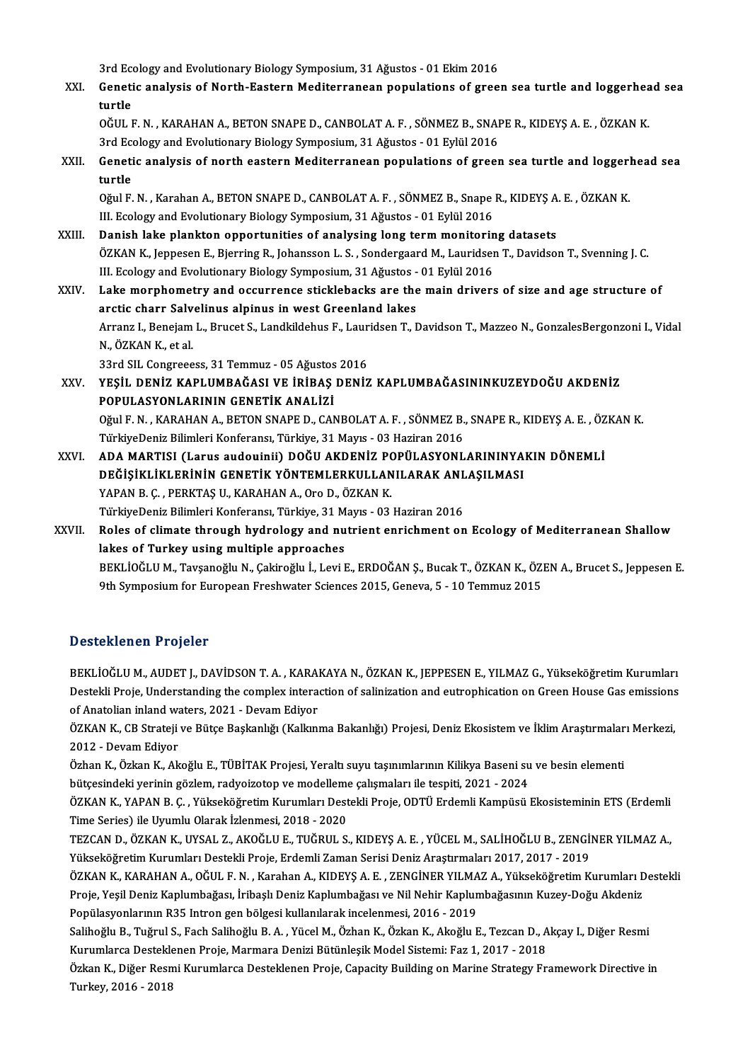3rd Ecology and Evolutionary Biology Symposium, 31 Ağustos - 01 Ekim 2016

XXI. **Genetic analysis of North-Eastern Mediterranean populations of green sea turtle and loggerhead sea turtle**
OĞUL F. N. , KARAHAN A., BETON SNAPE D., CANBOLAT A. F. , SÖNMEZ B., SNAPE R., KIDEYŞ A. E. , ÖZKAN K.
3rd Ecology and Evolutionary Biology Symposium, 31 Ağustos - 01 Eylül 2016

XXII. **Genetic analysis of north eastern Mediterranean populations of green sea turtle and loggerhead sea turtle**
Oğul F. N. , Karahan A., BETON SNAPE D., CANBOLAT A. F. , SÖNMEZ B., Snape R., KIDEYŞ A. E. , ÖZKAN K.
III. Ecology and Evolutionary Biology Symposium, 31 Ağustos - 01 Eylül 2016

XXIII. **Danish lake plankton opportunities of analysing long term monitoring datasets**
ÖZKAN K., Jeppesen E., Bjerring R., Johansson L. S. , Sondergaard M., Lauridsen T., Davidson T., Svenning J. C.
III. Ecology and Evolutionary Biology Symposium, 31 Ağustos - 01 Eylül 2016

XXIV. **Lake morphometry and occurrence sticklebacks are the main drivers of size and age structure of arctic charr Salvelinus alpinus in west Greenland lakes**
Arranz I., Benejam L., Brucet S., Landkildehus F., Lauridsen T., Davidson T., Mazzeo N., GonzalesBergonzoni I., Vidal N., ÖZKAN K., et al.
33rd SIL Congreeess, 31 Temmuz - 05 Ağustos 2016

XXV. **YEŞİL DENİZ KAPLUMBAĞASI VE İRİBAŞ DENİZ KAPLUMBAĞASININKUZEYDOĞU AKDENİZ POPULASYONLARININ GENETİK ANALİZİ**
Oğul F. N. , KARAHAN A., BETON SNAPE D., CANBOLAT A. F. , SÖNMEZ B., SNAPE R., KIDEYŞ A. E. , ÖZKAN K.
TürkiyeDeniz Bilimleri Konferansı, Türkiye, 31 Mayıs - 03 Haziran 2016

XXVI. **ADA MARTISI (Larus audouinii) DOĞU AKDENİZ POPÜLASYONLARININYAKIN DÖNEMLİ DEĞİŞİKLİKLERİNİN GENETİK YÖNTEMLERKULLANILARAK ANLAŞILMASI**
YAPAN B. Ç. , PERKTAŞ U., KARAHAN A., Oro D., ÖZKAN K.
TürkiyeDeniz Bilimleri Konferansı, Türkiye, 31 Mayıs - 03 Haziran 2016

XXVII. **Roles of climate through hydrology and nutrient enrichment on Ecology of Mediterranean Shallow lakes of Turkey using multiple approaches**
BEKLİOĞLU M., Tavşanoğlu N., Çakiroğlu İ., Levi E., ERDOĞAN Ş., Bucak T., ÖZKAN K., ÖZEN A., Brucet S., Jeppesen E.
9th Symposium for European Freshwater Sciences 2015, Geneva, 5 - 10 Temmuz 2015

## Desteklenen Projeler

BEKLİOĞLU M., AUDET J., DAVİDSON T. A. , KARAKAYA N., ÖZKAN K., JEPPESEN E., YILMAZ G., Yükseköğretim Kurumları Destekli Proje, Understanding the complex interaction of salinization and eutrophication on Green House Gas emissions of Anatolian inland waters, 2021 - Devam Ediyor

ÖZKAN K., CB Strateji ve Bütçe Başkanlığı (Kalkınma Bakanlığı) Projesi, Deniz Ekosistem ve İklim Araştırmaları Merkezi, 2012 - Devam Ediyor

Özhan K., Özkan K., Akoğlu E., TÜBİTAK Projesi, Yeraltı suyu taşınımlarının Kilikya Baseni su ve besin elementi bütçesindeki yerinin gözlem, radyoizotop ve modelleme çalışmaları ile tespiti, 2021 - 2024

ÖZKAN K., YAPAN B. Ç. , Yükseköğretim Kurumları Destekli Proje, ODTÜ Erdemli Kampüsü Ekosisteminin ETS (Erdemli Time Series) ile Uyumlu Olarak İzlenmesi, 2018 - 2020

TEZCAN D., ÖZKAN K., UYSAL Z., AKOĞLU E., TUĞRUL S., KIDEYŞ A. E. , YÜCEL M., SALİHOĞLU B., ZENGİNER YILMAZ A., Yükseköğretim Kurumları Destekli Proje, Erdemli Zaman Serisi Deniz Araştırmaları 2017, 2017 - 2019

ÖZKAN K., KARAHAN A., OĞUL F. N. , Karahan A., KIDEYŞ A. E. , ZENGİNER YILMAZ A., Yükseköğretim Kurumları Destekli Proje, Yeşil Deniz Kaplumbağası, İribaşlı Deniz Kaplumbağası ve Nil Nehir Kaplumbağasının Kuzey-Doğu Akdeniz Popülasyonlarının R35 Intron gen bölgesi kullanılarak incelenmesi, 2016 - 2019

Salihoğlu B., Tuğrul S., Fach Salihoğlu B. A. , Yücel M., Özhan K., Özkan K., Akoğlu E., Tezcan D., Akçay I., Diğer Resmi Kurumlarca Desteklenen Proje, Marmara Denizi Bütünleşik Model Sistemi: Faz 1, 2017 - 2018

Özkan K., Diğer Resmi Kurumlarca Desteklenen Proje, Capacity Building on Marine Strategy Framework Directive in Turkey, 2016 - 2018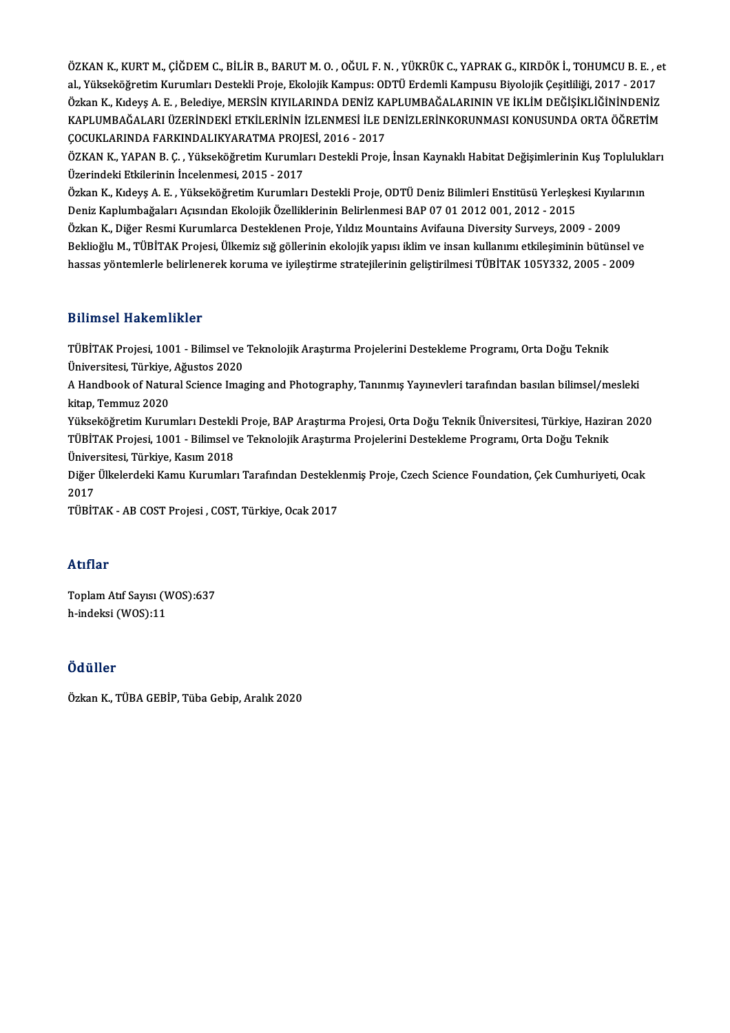ÖZKAN K., KURT M., ÇİĞDEM C., BİLİR B., BARUT M. O. , OĞUL F. N. , YÜKRÜK C., YAPRAK G., KIRDÖK İ., TOHUMCU B. E. , et al., Yükseköğretim Kurumları Destekli Proje, Ekolojik Kampus: ODTÜ Erdemli Kampusu Biyolojik Çeşitliliği, 2017 - 2017

Özkan K., Kıdeyş A. E. , Belediye, MERSİN KIYILARINDA DENİZ KAPLUMBAĞALARININ VE İKLİM DEĞİŞİKLİĞİNİNDENİZ KAPLUMBAĞALARI ÜZERİNDEKİ ETKİLERİNİN İZLENMESİ İLE DENİZLERİNKORUNMASI KONUSUNDA ORTA ÖĞRETİM ÇOCUKLARINDA FARKINDALIKYARATMA PROJESİ, 2016 - 2017

ÖZKAN K., YAPAN B. Ç. , Yükseköğretim Kurumları Destekli Proje, İnsan Kaynaklı Habitat Değişimlerinin Kuş Toplulukları Üzerindeki Etkilerinin İncelenmesi, 2015 - 2017

Özkan K., Kıdeyş A. E. , Yükseköğretim Kurumları Destekli Proje, ODTÜ Deniz Bilimleri Enstitüsü Yerleşkesi Kıyılarının Deniz Kaplumbağaları Açısından Ekolojik Özelliklerinin Belirlenmesi BAP 07 01 2012 001, 2012 - 2015

Özkan K., Diğer Resmi Kurumlarca Desteklenen Proje, Yıldız Mountains Avifauna Diversity Surveys, 2009 - 2009

Beklioğlu M., TÜBİTAK Projesi, Ülkemiz sığ göllerinin ekolojik yapısı iklim ve insan kullanımı etkileşiminin bütünsel ve hassas yöntemlerle belirlenerek koruma ve iyileştirme stratejilerinin geliştirilmesi TÜBİTAK 105Y332, 2005 - 2009

## Bilimsel Hakemlikler

TÜBİTAK Projesi, 1001 - Bilimsel ve Teknolojik Araştırma Projelerini Destekleme Programı, Orta Doğu Teknik Üniversitesi, Türkiye, Ağustos 2020

A Handbook of Natural Science Imaging and Photography, Tanınmış Yayınevleri tarafından basılan bilimsel/mesleki kitap, Temmuz 2020

Yükseköğretim Kurumları Destekli Proje, BAP Araştırma Projesi, Orta Doğu Teknik Üniversitesi, Türkiye, Haziran 2020

TÜBİTAK Projesi, 1001 - Bilimsel ve Teknolojik Araştırma Projelerini Destekleme Programı, Orta Doğu Teknik Üniversitesi, Türkiye, Kasım 2018

Diğer Ülkelerdeki Kamu Kurumları Tarafından Desteklenmiş Proje, Czech Science Foundation, Çek Cumhuriyeti, Ocak 2017

TÜBİTAK - AB COST Projesi , COST, Türkiye, Ocak 2017

## Atıflar

Toplam Atıf Sayısı (WOS):637

h-indeksi (WOS):11

## Ödüller

Özkan K., TÜBA GEBİP, Tüba Gebip, Aralık 2020